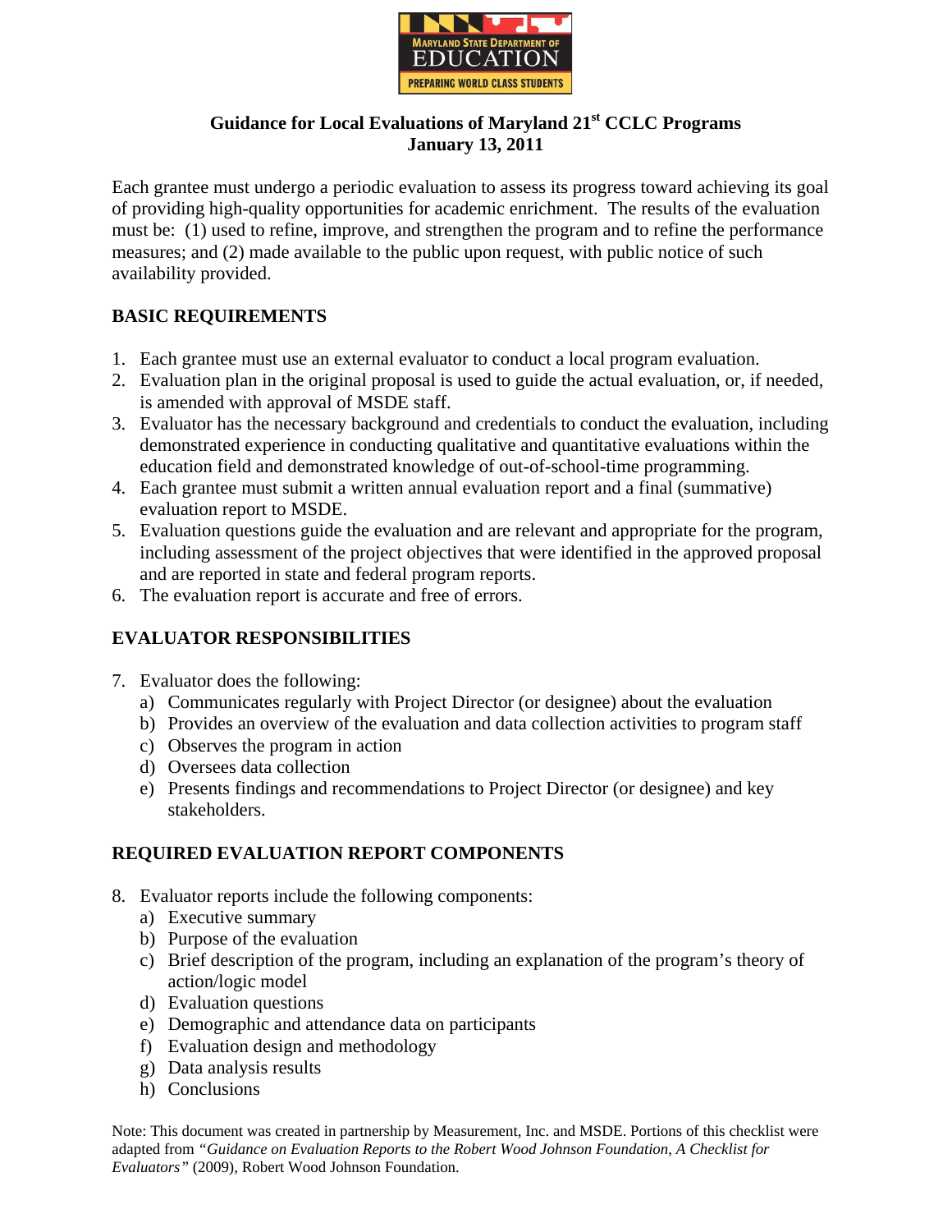# Guidance for Local Evaluations of Maryland 21st CCLC Programs

**January 13, 2011**

Each grantee must undergo a periodic evaluation to assess its progress toward achieving its goal of providing high-quality opportunities for academic enrichment. The results of the evaluation must be: (1) used to refine, improve, and strengthen the program and to refine the performance measures; and (2) made available to the public upon request, with public notice of such availability provided.

## BASIC REQUIREMENTS

1. Each grantee must use an external evaluator to conduct a local program evaluation.
2. Evaluation plan in the original proposal is used to guide the actual evaluation, or, if needed, is amended with approval of MSDE staff.
3. Evaluator has the necessary background and credentials to conduct the evaluation, including demonstrated experience in conducting qualitative and quantitative evaluations within the education field and demonstrated knowledge of out-of-school-time programming.
4. Each grantee must submit a written annual evaluation report and a final (summative) evaluation report to MSDE.
5. Evaluation questions guide the evaluation and are relevant and appropriate for the program, including assessment of the project objectives that were identified in the approved proposal and are reported in state and federal program reports.
6. The evaluation report is accurate and free of errors.

## EVALUATOR RESPONSIBILITIES

7. Evaluator does the following:
   a) Communicates regularly with Project Director (or designee) about the evaluation
   b) Provides an overview of the evaluation and data collection activities to program staff
   c) Observes the program in action
   d) Oversees data collection
   e) Presents findings and recommendations to Project Director (or designee) and key stakeholders.

## REQUIRED EVALUATION REPORT COMPONENTS

8. Evaluator reports include the following components:
   a) Executive summary
   b) Purpose of the evaluation
   c) Brief description of the program, including an explanation of the program's theory of action/logic model
   d) Evaluation questions
   e) Demographic and attendance data on participants
   f) Evaluation design and methodology
   g) Data analysis results
   h) Conclusions

Note: This document was created in partnership by Measurement, Inc. and MSDE. Portions of this checklist were adapted from *"Guidance on Evaluation Reports to the Robert Wood Johnson Foundation, A Checklist for Evaluators"* (2009), Robert Wood Johnson Foundation.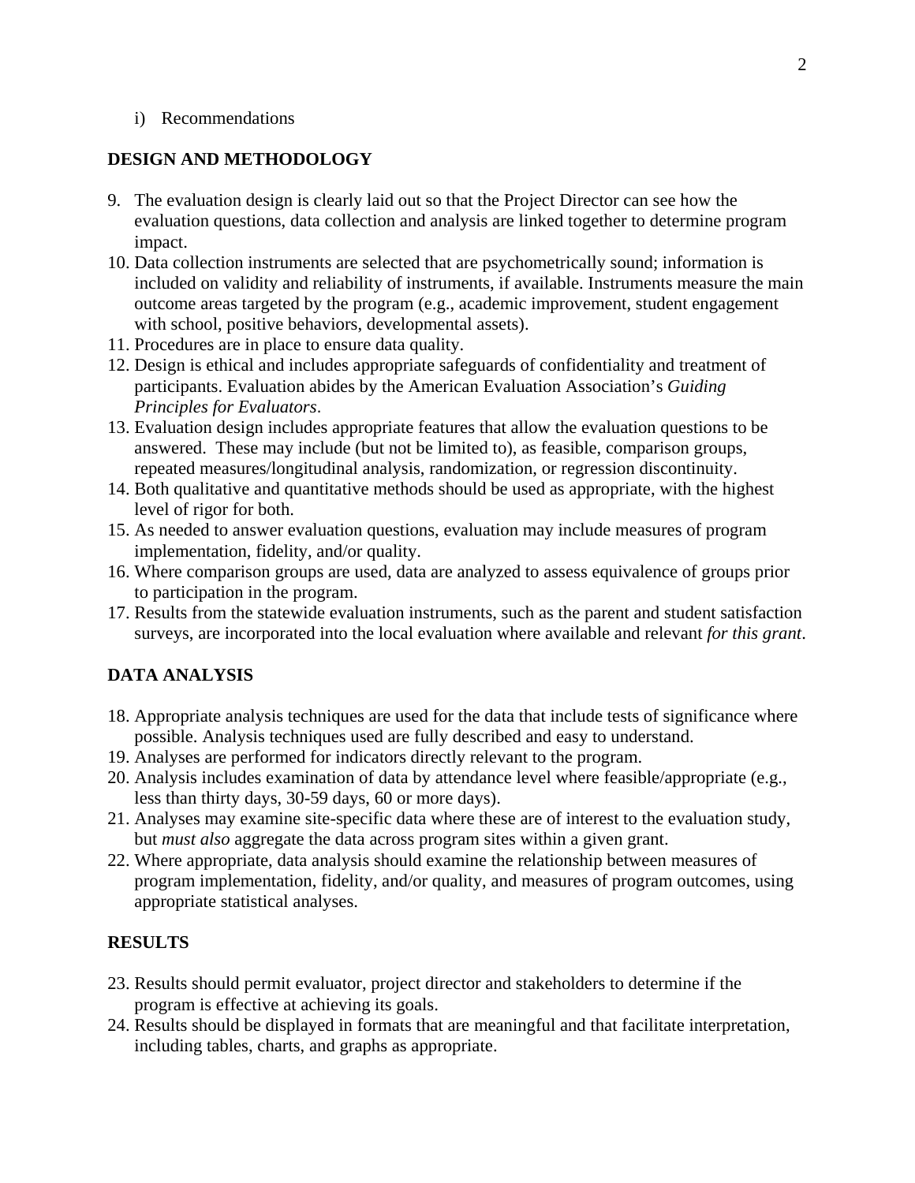i) Recommendations

**DESIGN AND METHODOLOGY**

9. The evaluation design is clearly laid out so that the Project Director can see how the evaluation questions, data collection and analysis are linked together to determine program impact.
10. Data collection instruments are selected that are psychometrically sound; information is included on validity and reliability of instruments, if available. Instruments measure the main outcome areas targeted by the program (e.g., academic improvement, student engagement with school, positive behaviors, developmental assets).
11. Procedures are in place to ensure data quality.
12. Design is ethical and includes appropriate safeguards of confidentiality and treatment of participants. Evaluation abides by the American Evaluation Association's *Guiding Principles for Evaluators*.
13. Evaluation design includes appropriate features that allow the evaluation questions to be answered. These may include (but not be limited to), as feasible, comparison groups, repeated measures/longitudinal analysis, randomization, or regression discontinuity.
14. Both qualitative and quantitative methods should be used as appropriate, with the highest level of rigor for both.
15. As needed to answer evaluation questions, evaluation may include measures of program implementation, fidelity, and/or quality.
16. Where comparison groups are used, data are analyzed to assess equivalence of groups prior to participation in the program.
17. Results from the statewide evaluation instruments, such as the parent and student satisfaction surveys, are incorporated into the local evaluation where available and relevant *for this grant*.

**DATA ANALYSIS**

18. Appropriate analysis techniques are used for the data that include tests of significance where possible. Analysis techniques used are fully described and easy to understand.
19. Analyses are performed for indicators directly relevant to the program.
20. Analysis includes examination of data by attendance level where feasible/appropriate (e.g., less than thirty days, 30-59 days, 60 or more days).
21. Analyses may examine site-specific data where these are of interest to the evaluation study, but *must also* aggregate the data across program sites within a given grant.
22. Where appropriate, data analysis should examine the relationship between measures of program implementation, fidelity, and/or quality, and measures of program outcomes, using appropriate statistical analyses.

**RESULTS**

23. Results should permit evaluator, project director and stakeholders to determine if the program is effective at achieving its goals.
24. Results should be displayed in formats that are meaningful and that facilitate interpretation, including tables, charts, and graphs as appropriate.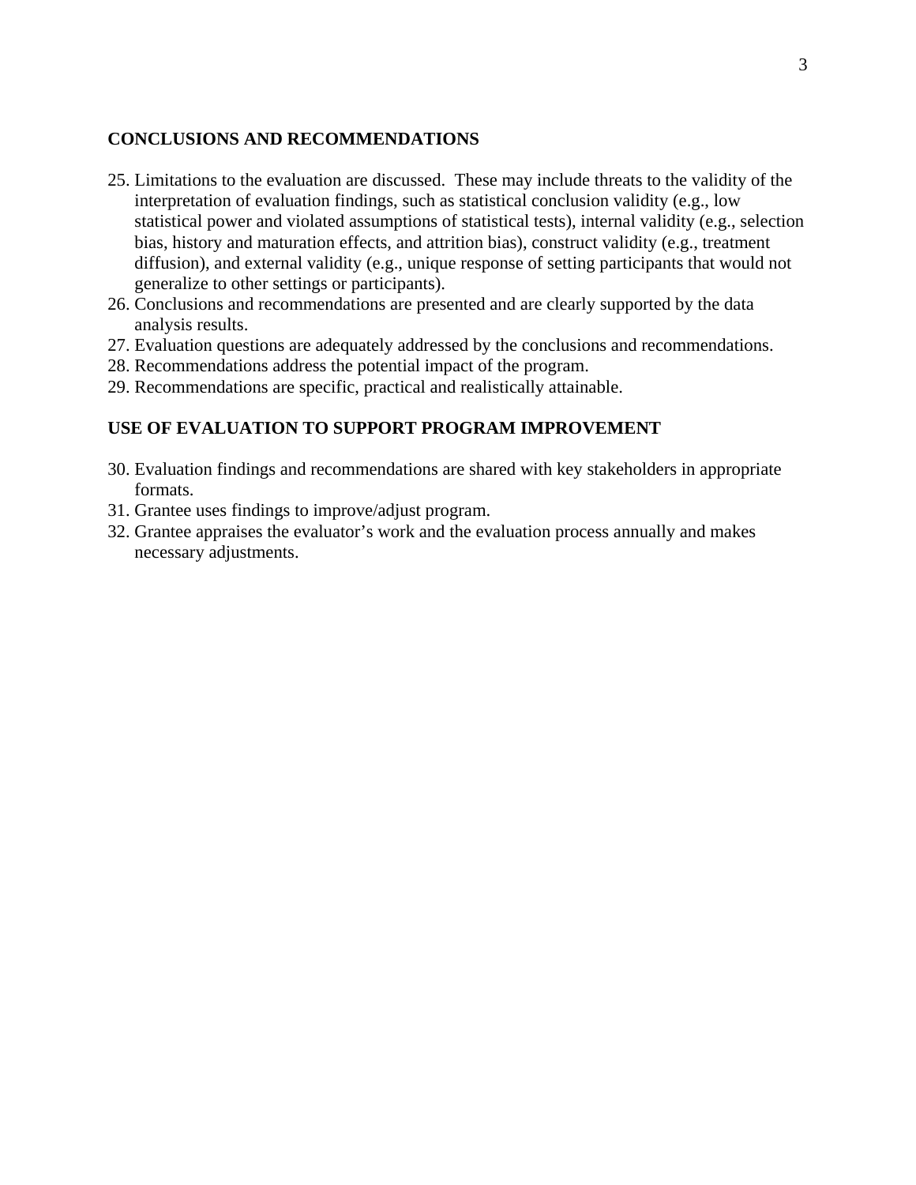## CONCLUSIONS AND RECOMMENDATIONS

25. Limitations to the evaluation are discussed. These may include threats to the validity of the interpretation of evaluation findings, such as statistical conclusion validity (e.g., low statistical power and violated assumptions of statistical tests), internal validity (e.g., selection bias, history and maturation effects, and attrition bias), construct validity (e.g., treatment diffusion), and external validity (e.g., unique response of setting participants that would not generalize to other settings or participants).
26. Conclusions and recommendations are presented and are clearly supported by the data analysis results.
27. Evaluation questions are adequately addressed by the conclusions and recommendations.
28. Recommendations address the potential impact of the program.
29. Recommendations are specific, practical and realistically attainable.

## USE OF EVALUATION TO SUPPORT PROGRAM IMPROVEMENT

30. Evaluation findings and recommendations are shared with key stakeholders in appropriate formats.
31. Grantee uses findings to improve/adjust program.
32. Grantee appraises the evaluator's work and the evaluation process annually and makes necessary adjustments.